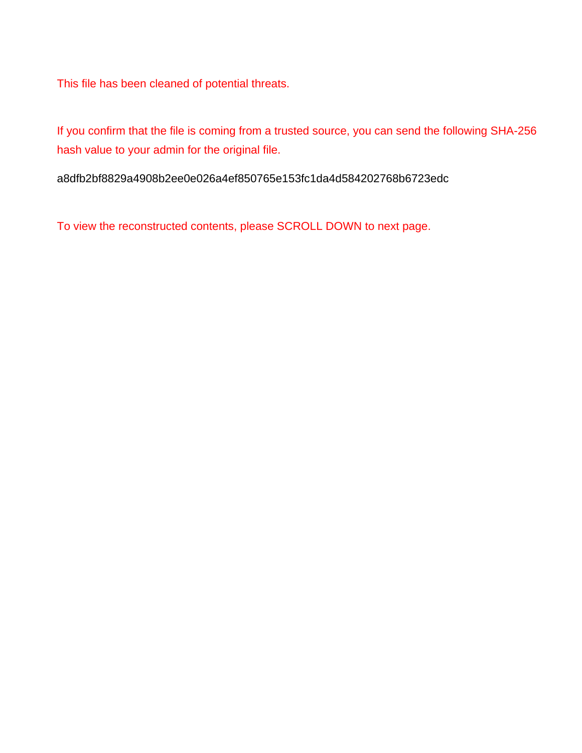This file has been cleaned of potential threats.

If you confirm that the file is coming from a trusted source, you can send the following SHA-256 hash value to your admin for the original file.

a8dfb2bf8829a4908b2ee0e026a4ef850765e153fc1da4d584202768b6723edc

To view the reconstructed contents, please SCROLL DOWN to next page.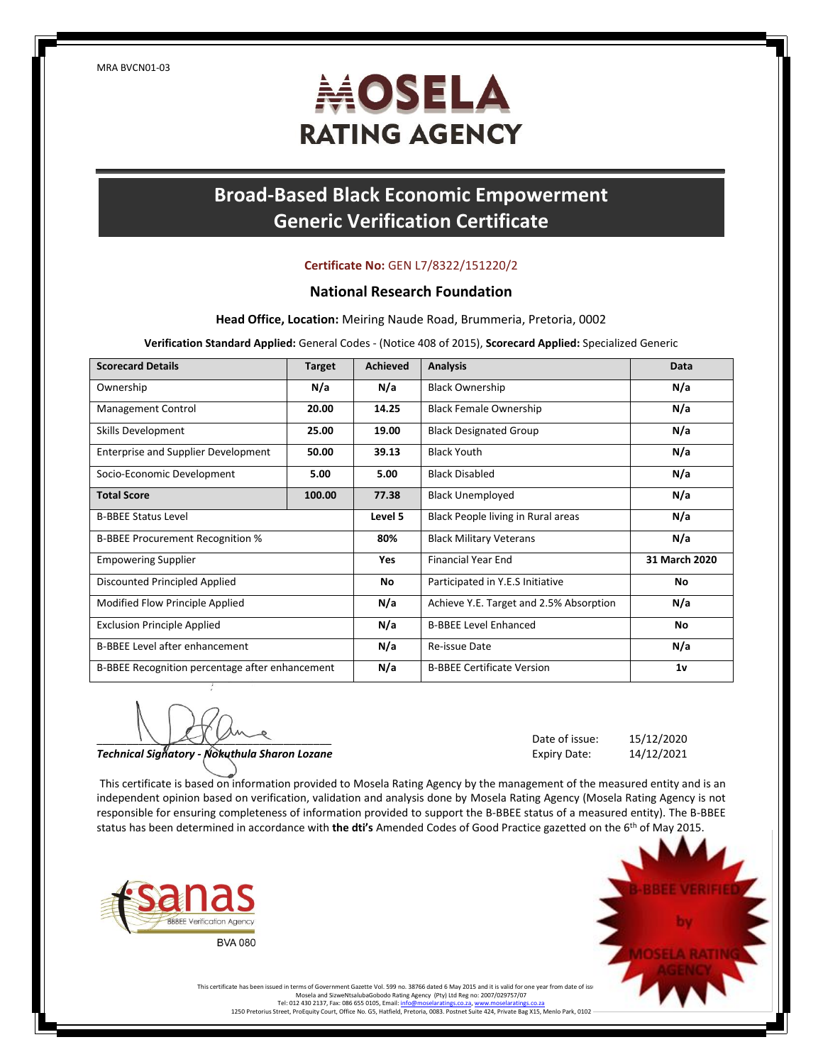MRA BVCN01-03

# MOSELA RATING AGENCY

## Broad-Based Black Economic Empowerment Generic Verification Certificate

**Certificate No:** GEN L7/8322/151220/2

### National Research Foundation

**Head Office, Location:** Meiring Naude Road, Brummeria, Pretoria, 0002

**Verification Standard Applied:** General Codes - (Notice 408 of 2015), **Scorecard Applied:** Specialized Generic

| Scorecard Details | Target | Achieved | Analysis | Data |
|---|---|---|---|---|
| Ownership | N/a | N/a | Black Ownership | N/a |
| Management Control | 20.00 | 14.25 | Black Female Ownership | N/a |
| Skills Development | 25.00 | 19.00 | Black Designated Group | N/a |
| Enterprise and Supplier Development | 50.00 | 39.13 | Black Youth | N/a |
| Socio-Economic Development | 5.00 | 5.00 | Black Disabled | N/a |
| **Total Score** | **100.00** | **77.38** | Black Unemployed | N/a |
| B-BBEE Status Level | | Level 5 | Black People living in Rural areas | N/a |
| B-BBEE Procurement Recognition % | | 80% | Black Military Veterans | N/a |
| Empowering Supplier | | Yes | Financial Year End | 31 March 2020 |
| Discounted Principled Applied | | No | Participated in Y.E.S Initiative | No |
| Modified Flow Principle Applied | | N/a | Achieve Y.E. Target and 2.5% Absorption | N/a |
| Exclusion Principle Applied | | N/a | B-BBEE Level Enhanced | No |
| B-BBEE Level after enhancement | | N/a | Re-issue Date | N/a |
| B-BBEE Recognition percentage after enhancement | | N/a | B-BBEE Certificate Version | 1v |

***Technical Signatory - Nokuthula Sharon Lozane***

Date of issue: 15/12/2020
Expiry Date: 14/12/2021

This certificate is based on information provided to Mosela Rating Agency by the management of the measured entity and is an independent opinion based on verification, validation and analysis done by Mosela Rating Agency (Mosela Rating Agency is not responsible for ensuring completeness of information provided to support the B-BBEE status of a measured entity). The B-BBEE status has been determined in accordance with **the dti's** Amended Codes of Good Practice gazetted on the 6th of May 2015.

sanas BBBEE Verification Agency
BVA 080

B-BBEE VERIFIED by MOSELA RATING AGENCY

This certificate has been issued in terms of Government Gazette Vol. 599 no. 38766 dated 6 May 2015 and it is valid for one year from date of issu
Mosela and SizweNtsalubaGobodo Rating Agency (Pty) Ltd Reg no: 2007/029757/07
Tel: 012 430 2137, Fax: 086 655 0105, Email: info@moselaratings.co.za, www.moselaratings.co.za
1250 Pretorius Street, ProEquity Court, Office No. G5, Hatfield, Pretoria, 0083. Postnet Suite 424, Private Bag X15, Menlo Park, 0102